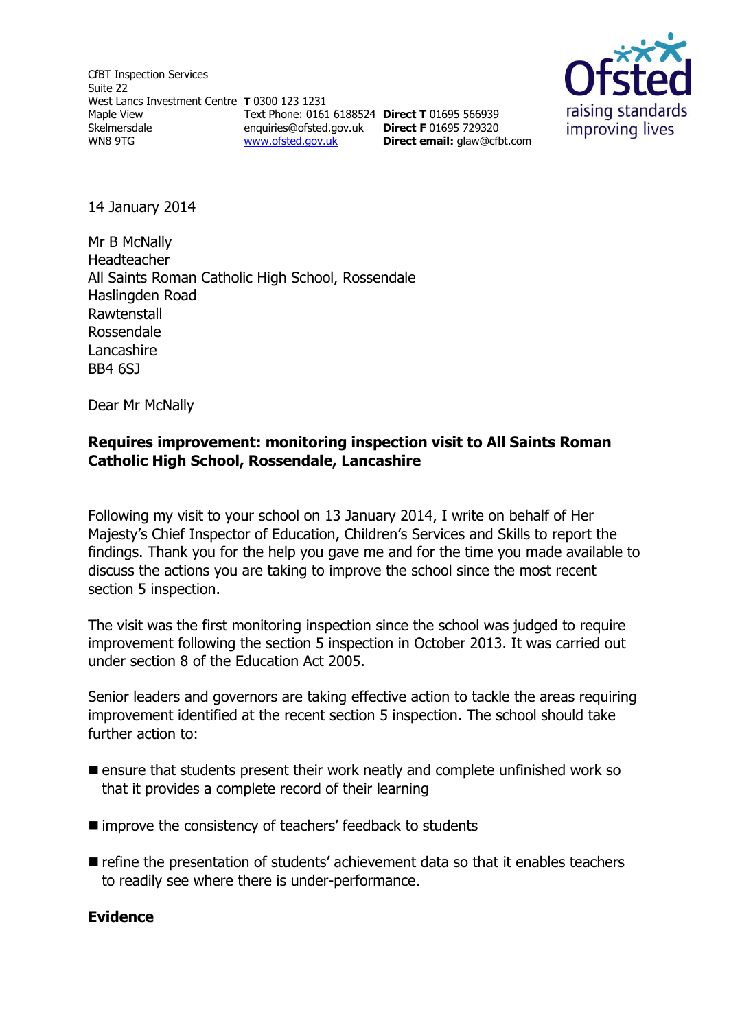CfBT Inspection Services
Suite 22
West Lancs Investment Centre
Maple View
Skelmersdale
WN8 9TG

**T** 0300 123 1231
Text Phone: 0161 6188524
enquiries@ofsted.gov.uk
www.ofsted.gov.uk

**Direct T** 01695 566939
**Direct F** 01695 729320
**Direct email:** glaw@cfbt.com

14 January 2014

Mr B McNally
Headteacher
All Saints Roman Catholic High School, Rossendale
Haslingden Road
Rawtenstall
Rossendale
Lancashire
BB4 6SJ

Dear Mr McNally

**Requires improvement: monitoring inspection visit to All Saints Roman Catholic High School, Rossendale, Lancashire**

Following my visit to your school on 13 January 2014, I write on behalf of Her Majesty's Chief Inspector of Education, Children's Services and Skills to report the findings. Thank you for the help you gave me and for the time you made available to discuss the actions you are taking to improve the school since the most recent section 5 inspection.

The visit was the first monitoring inspection since the school was judged to require improvement following the section 5 inspection in October 2013. It was carried out under section 8 of the Education Act 2005.

Senior leaders and governors are taking effective action to tackle the areas requiring improvement identified at the recent section 5 inspection. The school should take further action to:

- ensure that students present their work neatly and complete unfinished work so that it provides a complete record of their learning
- improve the consistency of teachers' feedback to students
- refine the presentation of students' achievement data so that it enables teachers to readily see where there is under-performance.

**Evidence**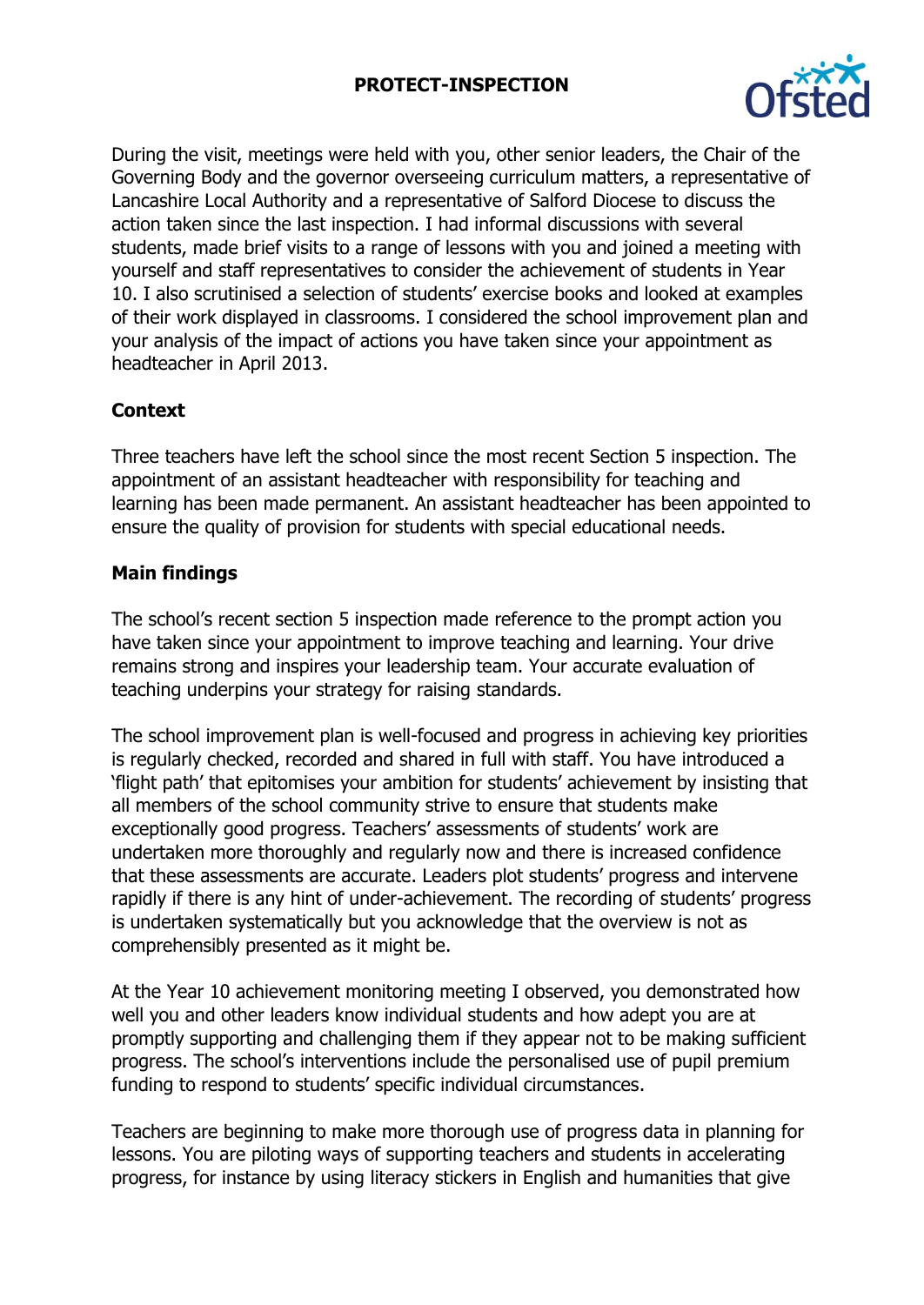During the visit, meetings were held with you, other senior leaders, the Chair of the Governing Body and the governor overseeing curriculum matters, a representative of Lancashire Local Authority and a representative of Salford Diocese to discuss the action taken since the last inspection. I had informal discussions with several students, made brief visits to a range of lessons with you and joined a meeting with yourself and staff representatives to consider the achievement of students in Year 10. I also scrutinised a selection of students' exercise books and looked at examples of their work displayed in classrooms. I considered the school improvement plan and your analysis of the impact of actions you have taken since your appointment as headteacher in April 2013.

## Context

Three teachers have left the school since the most recent Section 5 inspection. The appointment of an assistant headteacher with responsibility for teaching and learning has been made permanent. An assistant headteacher has been appointed to ensure the quality of provision for students with special educational needs.

## Main findings

The school's recent section 5 inspection made reference to the prompt action you have taken since your appointment to improve teaching and learning. Your drive remains strong and inspires your leadership team. Your accurate evaluation of teaching underpins your strategy for raising standards.

The school improvement plan is well-focused and progress in achieving key priorities is regularly checked, recorded and shared in full with staff. You have introduced a 'flight path' that epitomises your ambition for students' achievement by insisting that all members of the school community strive to ensure that students make exceptionally good progress. Teachers' assessments of students' work are undertaken more thoroughly and regularly now and there is increased confidence that these assessments are accurate. Leaders plot students' progress and intervene rapidly if there is any hint of under-achievement. The recording of students' progress is undertaken systematically but you acknowledge that the overview is not as comprehensibly presented as it might be.

At the Year 10 achievement monitoring meeting I observed, you demonstrated how well you and other leaders know individual students and how adept you are at promptly supporting and challenging them if they appear not to be making sufficient progress. The school's interventions include the personalised use of pupil premium funding to respond to students' specific individual circumstances.

Teachers are beginning to make more thorough use of progress data in planning for lessons. You are piloting ways of supporting teachers and students in accelerating progress, for instance by using literacy stickers in English and humanities that give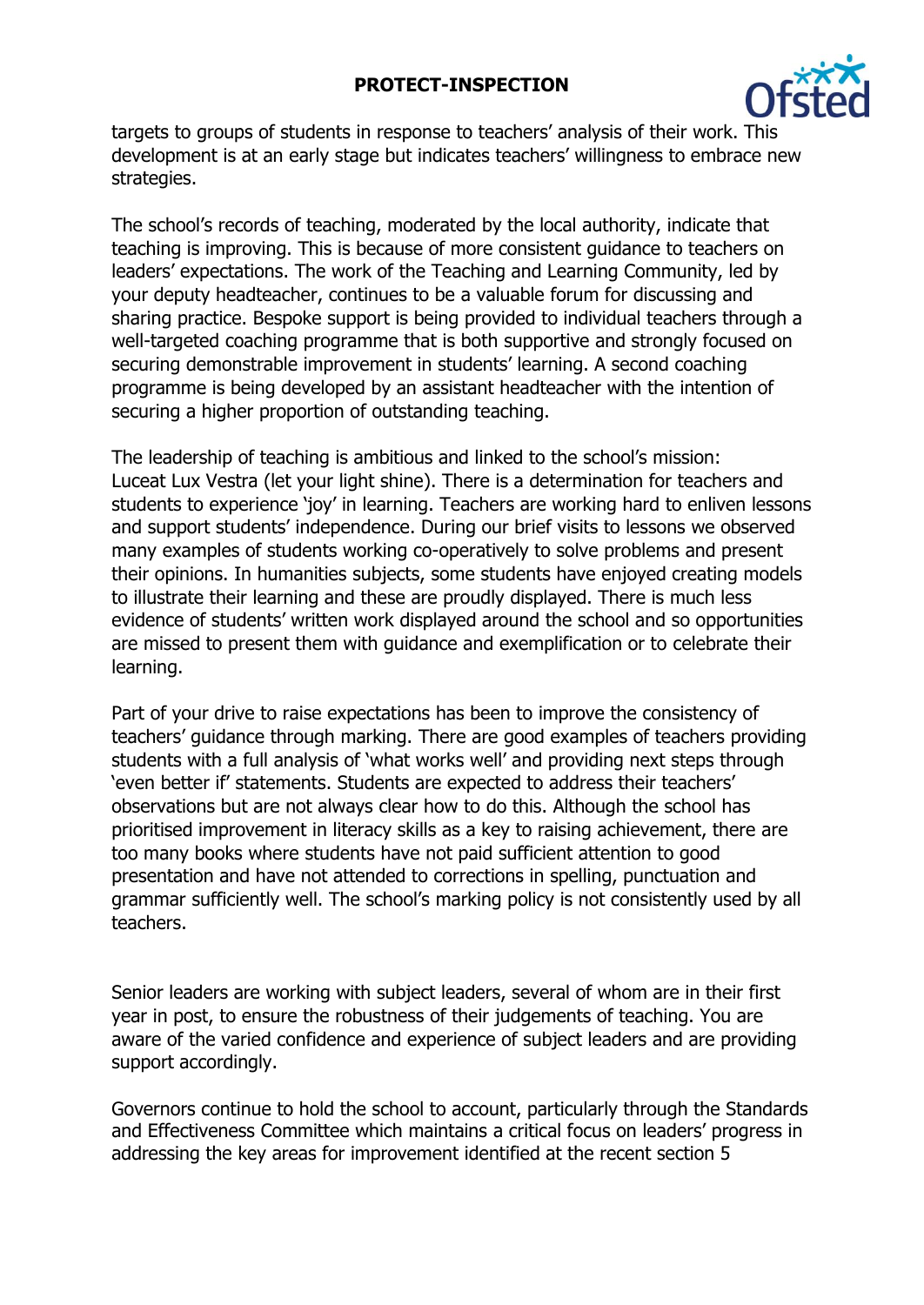targets to groups of students in response to teachers' analysis of their work. This development is at an early stage but indicates teachers' willingness to embrace new strategies.

The school's records of teaching, moderated by the local authority, indicate that teaching is improving. This is because of more consistent guidance to teachers on leaders' expectations. The work of the Teaching and Learning Community, led by your deputy headteacher, continues to be a valuable forum for discussing and sharing practice. Bespoke support is being provided to individual teachers through a well-targeted coaching programme that is both supportive and strongly focused on securing demonstrable improvement in students' learning. A second coaching programme is being developed by an assistant headteacher with the intention of securing a higher proportion of outstanding teaching.

The leadership of teaching is ambitious and linked to the school's mission: Luceat Lux Vestra (let your light shine). There is a determination for teachers and students to experience 'joy' in learning. Teachers are working hard to enliven lessons and support students' independence. During our brief visits to lessons we observed many examples of students working co-operatively to solve problems and present their opinions. In humanities subjects, some students have enjoyed creating models to illustrate their learning and these are proudly displayed. There is much less evidence of students' written work displayed around the school and so opportunities are missed to present them with guidance and exemplification or to celebrate their learning.

Part of your drive to raise expectations has been to improve the consistency of teachers' guidance through marking. There are good examples of teachers providing students with a full analysis of 'what works well' and providing next steps through 'even better if' statements. Students are expected to address their teachers' observations but are not always clear how to do this. Although the school has prioritised improvement in literacy skills as a key to raising achievement, there are too many books where students have not paid sufficient attention to good presentation and have not attended to corrections in spelling, punctuation and grammar sufficiently well. The school's marking policy is not consistently used by all teachers.

Senior leaders are working with subject leaders, several of whom are in their first year in post, to ensure the robustness of their judgements of teaching. You are aware of the varied confidence and experience of subject leaders and are providing support accordingly.

Governors continue to hold the school to account, particularly through the Standards and Effectiveness Committee which maintains a critical focus on leaders' progress in addressing the key areas for improvement identified at the recent section 5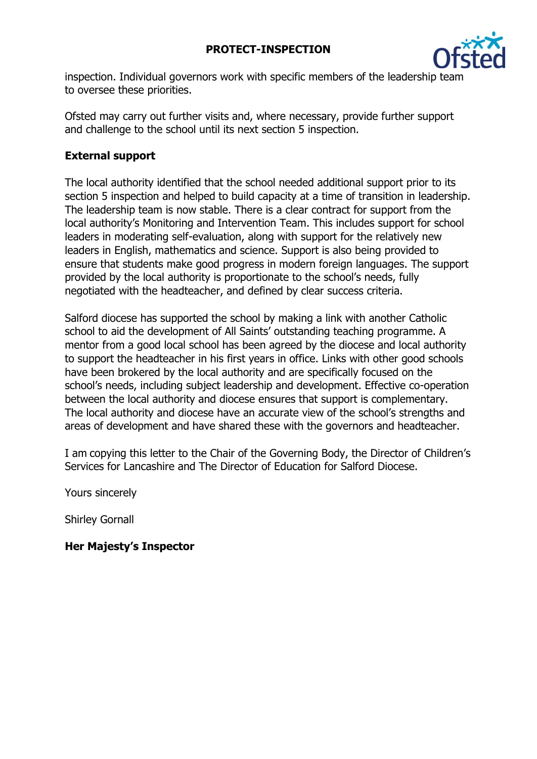inspection. Individual governors work with specific members of the leadership team to oversee these priorities.

Ofsted may carry out further visits and, where necessary, provide further support and challenge to the school until its next section 5 inspection.

**External support**

The local authority identified that the school needed additional support prior to its section 5 inspection and helped to build capacity at a time of transition in leadership. The leadership team is now stable. There is a clear contract for support from the local authority's Monitoring and Intervention Team. This includes support for school leaders in moderating self-evaluation, along with support for the relatively new leaders in English, mathematics and science. Support is also being provided to ensure that students make good progress in modern foreign languages. The support provided by the local authority is proportionate to the school's needs, fully negotiated with the headteacher, and defined by clear success criteria.

Salford diocese has supported the school by making a link with another Catholic school to aid the development of All Saints' outstanding teaching programme. A mentor from a good local school has been agreed by the diocese and local authority to support the headteacher in his first years in office. Links with other good schools have been brokered by the local authority and are specifically focused on the school's needs, including subject leadership and development. Effective co-operation between the local authority and diocese ensures that support is complementary. The local authority and diocese have an accurate view of the school's strengths and areas of development and have shared these with the governors and headteacher.

I am copying this letter to the Chair of the Governing Body, the Director of Children's Services for Lancashire and The Director of Education for Salford Diocese.

Yours sincerely

Shirley Gornall

**Her Majesty's Inspector**